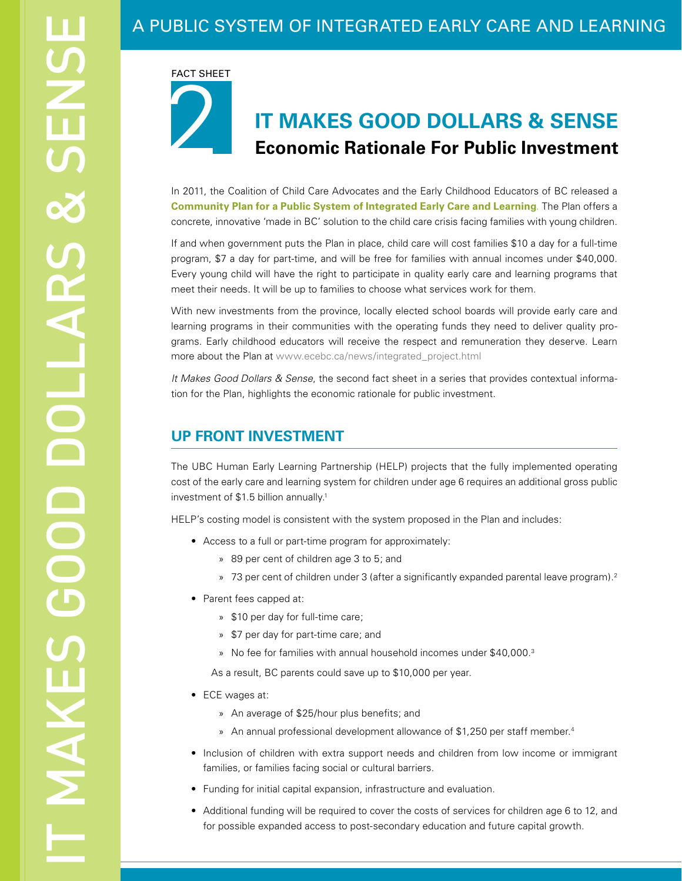# A PUBLIC SYSTEM OF INTEGRATED EARLY CARE AND LEARNING

FACT SHEET 2

## IT MAKES GOOD DOLLARS & SENSE
### Economic Rationale For Public Investment

In 2011, the Coalition of Child Care Advocates and the Early Childhood Educators of BC released a **Community Plan for a Public System of Integrated Early Care and Learning**. The Plan offers a concrete, innovative 'made in BC' solution to the child care crisis facing families with young children.

If and when government puts the Plan in place, child care will cost families $10 a day for a full-time program, $7 a day for part-time, and will be free for families with annual incomes under $40,000. Every young child will have the right to participate in quality early care and learning programs that meet their needs. It will be up to families to choose what services work for them.

With new investments from the province, locally elected school boards will provide early care and learning programs in their communities with the operating funds they need to deliver quality programs. Early childhood educators will receive the respect and remuneration they deserve. Learn more about the Plan at www.ecebc.ca/news/integrated_project.html

*It Makes Good Dollars & Sense*, the second fact sheet in a series that provides contextual information for the Plan, highlights the economic rationale for public investment.

## UP FRONT INVESTMENT

The UBC Human Early Learning Partnership (HELP) projects that the fully implemented operating cost of the early care and learning system for children under age 6 requires an additional gross public investment of $1.5 billion annually.[1]

HELP's costing model is consistent with the system proposed in the Plan and includes:

- Access to a full or part-time program for approximately:
  - 89 per cent of children age 3 to 5; and
  - 73 per cent of children under 3 (after a significantly expanded parental leave program).[2]
- Parent fees capped at:
  - $10 per day for full-time care;
  - $7 per day for part-time care; and
  - No fee for families with annual household incomes under $40,000.[3]

  As a result, BC parents could save up to $10,000 per year.
- ECE wages at:
  - An average of $25/hour plus benefits; and
  - An annual professional development allowance of $1,250 per staff member.[4]
- Inclusion of children with extra support needs and children from low income or immigrant families, or families facing social or cultural barriers.
- Funding for initial capital expansion, infrastructure and evaluation.
- Additional funding will be required to cover the costs of services for children age 6 to 12, and for possible expanded access to post-secondary education and future capital growth.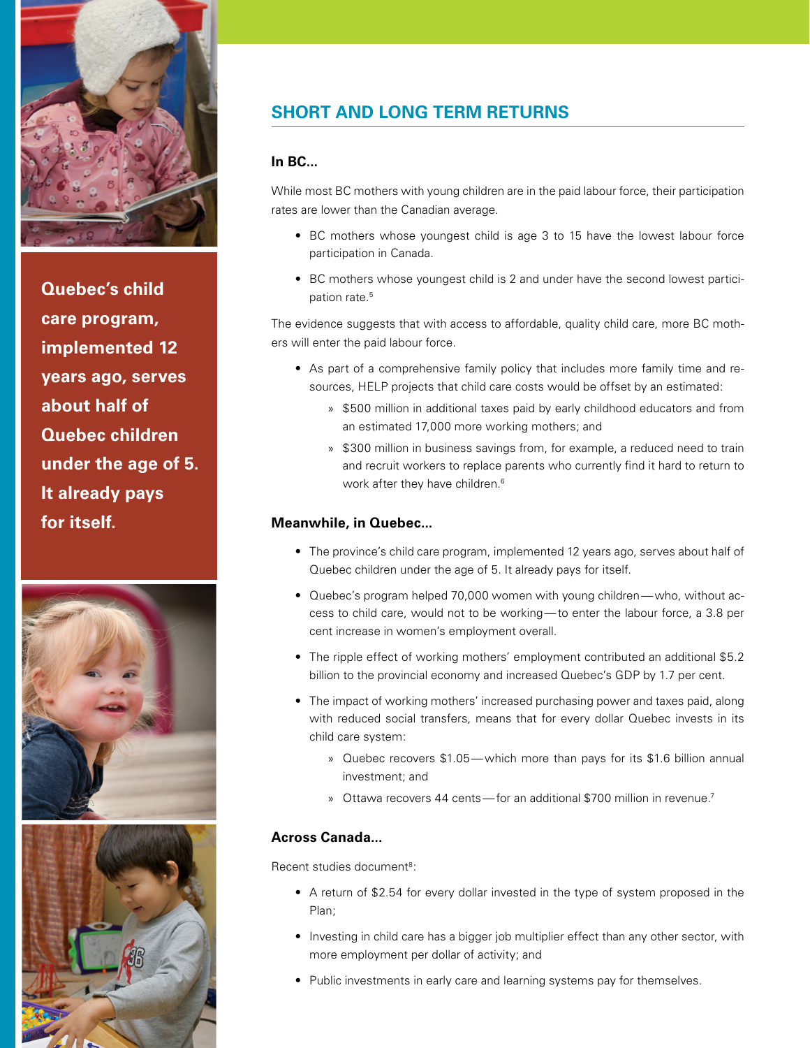Quebec's child care program, implemented 12 years ago, serves about half of Quebec children under the age of 5. It already pays for itself.

## SHORT AND LONG TERM RETURNS

### In BC...

While most BC mothers with young children are in the paid labour force, their participation rates are lower than the Canadian average.

- BC mothers whose youngest child is age 3 to 15 have the lowest labour force participation in Canada.
- BC mothers whose youngest child is 2 and under have the second lowest participation rate.[5]

The evidence suggests that with access to affordable, quality child care, more BC mothers will enter the paid labour force.

- As part of a comprehensive family policy that includes more family time and resources, HELP projects that child care costs would be offset by an estimated:
  - $500 million in additional taxes paid by early childhood educators and from an estimated 17,000 more working mothers; and
  - $300 million in business savings from, for example, a reduced need to train and recruit workers to replace parents who currently find it hard to return to work after they have children.[6]

### Meanwhile, in Quebec...

- The province's child care program, implemented 12 years ago, serves about half of Quebec children under the age of 5. It already pays for itself.
- Quebec's program helped 70,000 women with young children—who, without access to child care, would not to be working—to enter the labour force, a 3.8 per cent increase in women's employment overall.
- The ripple effect of working mothers' employment contributed an additional $5.2 billion to the provincial economy and increased Quebec's GDP by 1.7 per cent.
- The impact of working mothers' increased purchasing power and taxes paid, along with reduced social transfers, means that for every dollar Quebec invests in its child care system:
  - Quebec recovers $1.05—which more than pays for its $1.6 billion annual investment; and
  - Ottawa recovers 44 cents—for an additional $700 million in revenue.[7]

### Across Canada...

Recent studies document[8]:

- A return of $2.54 for every dollar invested in the type of system proposed in the Plan;
- Investing in child care has a bigger job multiplier effect than any other sector, with more employment per dollar of activity; and
- Public investments in early care and learning systems pay for themselves.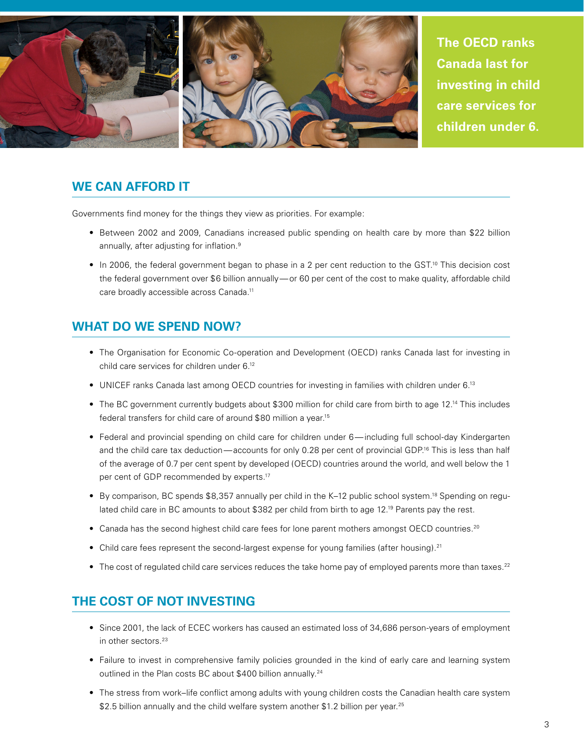**The OECD ranks Canada last for investing in child care services for children under 6.**

## WE CAN AFFORD IT

Governments find money for the things they view as priorities. For example:

- Between 2002 and 2009, Canadians increased public spending on health care by more than $22 billion annually, after adjusting for inflation.[9]
- In 2006, the federal government began to phase in a 2 per cent reduction to the GST.[10] This decision cost the federal government over $6 billion annually—or 60 per cent of the cost to make quality, affordable child care broadly accessible across Canada.[11]

## WHAT DO WE SPEND NOW?

- The Organisation for Economic Co-operation and Development (OECD) ranks Canada last for investing in child care services for children under 6.[12]
- UNICEF ranks Canada last among OECD countries for investing in families with children under 6.[13]
- The BC government currently budgets about $300 million for child care from birth to age 12.[14] This includes federal transfers for child care of around $80 million a year.[15]
- Federal and provincial spending on child care for children under 6—including full school-day Kindergarten and the child care tax deduction—accounts for only 0.28 per cent of provincial GDP.[16] This is less than half of the average of 0.7 per cent spent by developed (OECD) countries around the world, and well below the 1 per cent of GDP recommended by experts.[17]
- By comparison, BC spends $8,357 annually per child in the K–12 public school system.[18] Spending on regulated child care in BC amounts to about $382 per child from birth to age 12.[19] Parents pay the rest.
- Canada has the second highest child care fees for lone parent mothers amongst OECD countries.[20]
- Child care fees represent the second-largest expense for young families (after housing).[21]
- The cost of regulated child care services reduces the take home pay of employed parents more than taxes.[22]

## THE COST OF NOT INVESTING

- Since 2001, the lack of ECEC workers has caused an estimated loss of 34,686 person-years of employment in other sectors.[23]
- Failure to invest in comprehensive family policies grounded in the kind of early care and learning system outlined in the Plan costs BC about $400 billion annually.[24]
- The stress from work–life conflict among adults with young children costs the Canadian health care system $2.5 billion annually and the child welfare system another $1.2 billion per year.[25]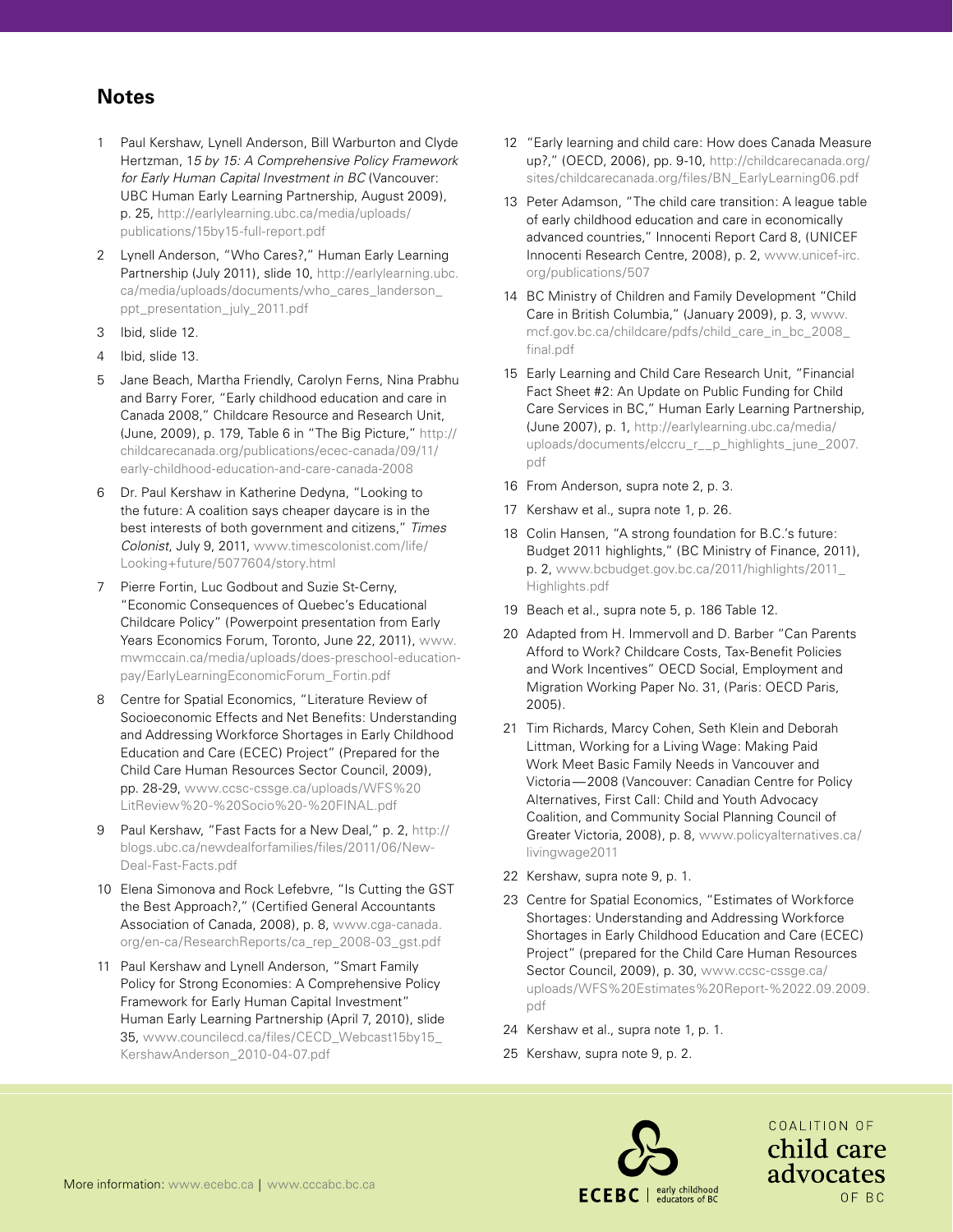## Notes

1. Paul Kershaw, Lynell Anderson, Bill Warburton and Clyde Hertzman, 1*5 by 15: A Comprehensive Policy Framework for Early Human Capital Investment in BC* (Vancouver: UBC Human Early Learning Partnership, August 2009), p. 25, http://earlylearning.ubc.ca/media/uploads/publications/15by15-full-report.pdf
2. Lynell Anderson, "Who Cares?," Human Early Learning Partnership (July 2011), slide 10, http://earlylearning.ubc.ca/media/uploads/documents/who_cares_landerson_ppt_presentation_july_2011.pdf
3. Ibid, slide 12.
4. Ibid, slide 13.
5. Jane Beach, Martha Friendly, Carolyn Ferns, Nina Prabhu and Barry Forer, "Early childhood education and care in Canada 2008," Childcare Resource and Research Unit, (June, 2009), p. 179, Table 6 in "The Big Picture," http://childcarecanada.org/publications/ecec-canada/09/11/early-childhood-education-and-care-canada-2008
6. Dr. Paul Kershaw in Katherine Dedyna, "Looking to the future: A coalition says cheaper daycare is in the best interests of both government and citizens," *Times Colonist*, July 9, 2011, www.timescolonist.com/life/Looking+future/5077604/story.html
7. Pierre Fortin, Luc Godbout and Suzie St-Cerny, "Economic Consequences of Quebec's Educational Childcare Policy" (Powerpoint presentation from Early Years Economics Forum, Toronto, June 22, 2011), www.mwmccain.ca/media/uploads/does-preschool-education-pay/EarlyLearningEconomicForum_Fortin.pdf
8. Centre for Spatial Economics, "Literature Review of Socioeconomic Effects and Net Benefits: Understanding and Addressing Workforce Shortages in Early Childhood Education and Care (ECEC) Project" (Prepared for the Child Care Human Resources Sector Council, 2009), pp. 28-29, www.ccsc-cssge.ca/uploads/WFS%20LitReview%20-%20Socio%20-%20FINAL.pdf
9. Paul Kershaw, "Fast Facts for a New Deal," p. 2, http://blogs.ubc.ca/newdealforfamilies/files/2011/06/New-Deal-Fast-Facts.pdf
10. Elena Simonova and Rock Lefebvre, "Is Cutting the GST the Best Approach?," (Certified General Accountants Association of Canada, 2008), p. 8, www.cga-canada.org/en-ca/ResearchReports/ca_rep_2008-03_gst.pdf
11. Paul Kershaw and Lynell Anderson, "Smart Family Policy for Strong Economies: A Comprehensive Policy Framework for Early Human Capital Investment" Human Early Learning Partnership (April 7, 2010), slide 35, www.councilecd.ca/files/CECD_Webcast15by15_KershawAnderson_2010-04-07.pdf
12. "Early learning and child care: How does Canada Measure up?," (OECD, 2006), pp. 9-10, http://childcarecanada.org/sites/childcarecanada.org/files/BN_EarlyLearning06.pdf
13. Peter Adamson, "The child care transition: A league table of early childhood education and care in economically advanced countries," Innocenti Report Card 8, (UNICEF Innocenti Research Centre, 2008), p. 2, www.unicef-irc.org/publications/507
14. BC Ministry of Children and Family Development "Child Care in British Columbia," (January 2009), p. 3, www.mcf.gov.bc.ca/childcare/pdfs/child_care_in_bc_2008_final.pdf
15. Early Learning and Child Care Research Unit, "Financial Fact Sheet #2: An Update on Public Funding for Child Care Services in BC," Human Early Learning Partnership, (June 2007), p. 1, http://earlylearning.ubc.ca/media/uploads/documents/elccru_r__p_highlights_june_2007.pdf
16. From Anderson, supra note 2, p. 3.
17. Kershaw et al., supra note 1, p. 26.
18. Colin Hansen, "A strong foundation for B.C.'s future: Budget 2011 highlights," (BC Ministry of Finance, 2011), p. 2, www.bcbudget.gov.bc.ca/2011/highlights/2011_Highlights.pdf
19. Beach et al., supra note 5, p. 186 Table 12.
20. Adapted from H. Immervoll and D. Barber "Can Parents Afford to Work? Childcare Costs, Tax-Benefit Policies and Work Incentives" OECD Social, Employment and Migration Working Paper No. 31, (Paris: OECD Paris, 2005).
21. Tim Richards, Marcy Cohen, Seth Klein and Deborah Littman, Working for a Living Wage: Making Paid Work Meet Basic Family Needs in Vancouver and Victoria—2008 (Vancouver: Canadian Centre for Policy Alternatives, First Call: Child and Youth Advocacy Coalition, and Community Social Planning Council of Greater Victoria, 2008), p. 8, www.policyalternatives.ca/livingwage2011
22. Kershaw, supra note 9, p. 1.
23. Centre for Spatial Economics, "Estimates of Workforce Shortages: Understanding and Addressing Workforce Shortages in Early Childhood Education and Care (ECEC) Project" (prepared for the Child Care Human Resources Sector Council, 2009), p. 30, www.ccsc-cssge.ca/uploads/WFS%20Estimates%20Report-%2022.09.2009.pdf
24. Kershaw et al., supra note 1, p. 1.
25. Kershaw, supra note 9, p. 2.

More information: www.ecebc.ca | www.cccabc.bc.ca

ECEBC | early childhood educators of BC

COALITION OF child care advocates OF BC